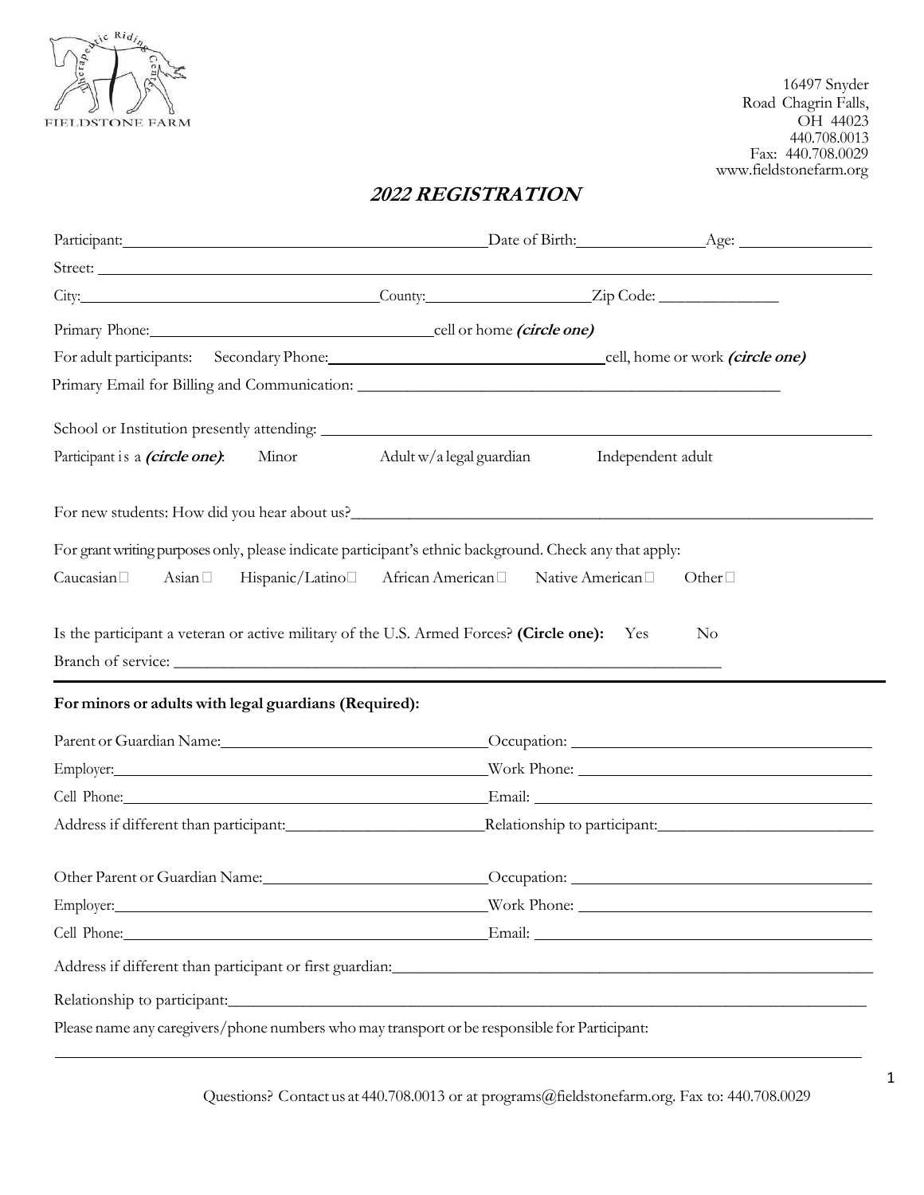FIELDSTONE FARM

16497 Snyder Road Chagrin Falls, OH 44023
440.708.0013
Fax: 440.708.0029
www.fieldstonefarm.org

# *2022 REGISTRATION*

Participant: ______________________ Date of Birth: ____________ Age: ____________

Street: ______________________________________________

City: ______________________ County: ______________ Zip Code: ____________

Primary Phone: ______________________ cell or home ***(circle one)***

For adult participants: Secondary Phone: ______________________ cell, home or work ***(circle one)***

Primary Email for Billing and Communication: ______________________________

School or Institution presently attending: ______________________________

Participant is a ***(circle one)***: Minor Adult w/a legal guardian Independent adult

For new students: How did you hear about us? ______________________________

For grant writing purposes only, please indicate participant's ethnic background. Check any that apply:

Caucasian ☐ Asian ☐ Hispanic/Latino ☐ African American ☐ Native American ☐ Other ☐

Is the participant a veteran or active military of the U.S. Armed Forces? **(Circle one):** Yes No

Branch of service: ______________________________

---

**For minors or adults with legal guardians (Required):**

Parent or Guardian Name: ______________________ Occupation: ______________________

Employer: ______________________ Work Phone: ______________________

Cell Phone: ______________________ Email: ______________________

Address if different than participant: ______________________ Relationship to participant: ______________________

Other Parent or Guardian Name: ______________________ Occupation: ______________________

Employer: ______________________ Work Phone: ______________________

Cell Phone: ______________________ Email: ______________________

Address if different than participant or first guardian: ______________________________

Relationship to participant: ______________________________

Please name any caregivers/phone numbers who may transport or be responsible for Participant:

______________________________________________

Questions? Contact us at 440.708.0013 or at programs@fieldstonefarm.org. Fax to: 440.708.0029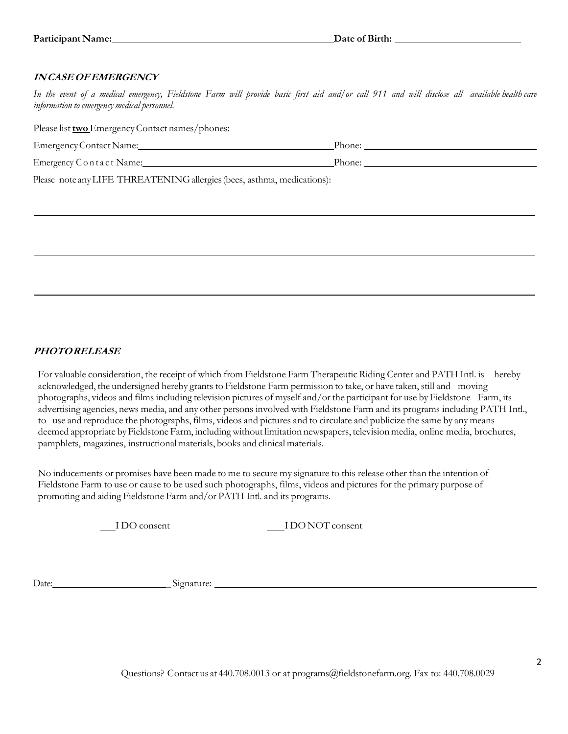**Participant Name:** ______________________________ **Date of Birth:** ____________________

***IN CASE OF EMERGENCY***

*In the event of a medical emergency, Fieldstone Farm will provide basic first aid and/or call 911 and will disclose all available health care information to emergency medical personnel.*

Please list **two** Emergency Contact names/phones:

Emergency Contact Name: ______________________________ Phone: ______________________________

Emergency Contact Name: ______________________________ Phone: ______________________________

Please note any LIFE THREATENING allergies (bees, asthma, medications):

______________________________________________________________________________

______________________________________________________________________________

______________________________________________________________________________

***PHOTO RELEASE***

For valuable consideration, the receipt of which from Fieldstone Farm Therapeutic Riding Center and PATH Intl. is hereby acknowledged, the undersigned hereby grants to Fieldstone Farm permission to take, or have taken, still and moving photographs, videos and films including television pictures of myself and/or the participant for use by Fieldstone Farm, its advertising agencies, news media, and any other persons involved with Fieldstone Farm and its programs including PATH Intl., to use and reproduce the photographs, films, videos and pictures and to circulate and publicize the same by any means deemed appropriate by Fieldstone Farm, including without limitation newspapers, television media, online media, brochures, pamphlets, magazines, instructional materials, books and clinical materials.

No inducements or promises have been made to me to secure my signature to this release other than the intention of Fieldstone Farm to use or cause to be used such photographs, films, videos and pictures for the primary purpose of promoting and aiding Fieldstone Farm and/or PATH Intl. and its programs.

___I DO consent ___I DO NOT consent

Date: ____________________ Signature: ______________________________________________

Questions? Contact us at 440.708.0013 or at programs@fieldstonefarm.org. Fax to: 440.708.0029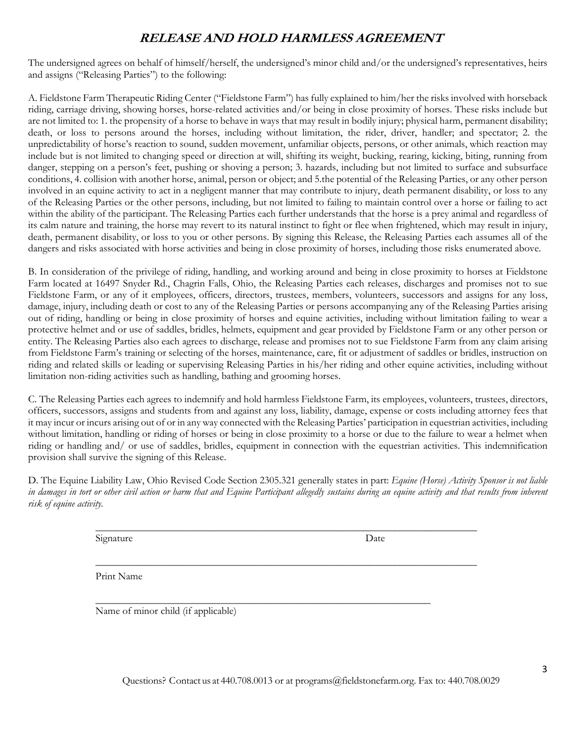## ***RELEASE AND HOLD HARMLESS AGREEMENT***

The undersigned agrees on behalf of himself/herself, the undersigned's minor child and/or the undersigned's representatives, heirs and assigns ("Releasing Parties") to the following:

A. Fieldstone Farm Therapeutic Riding Center ("Fieldstone Farm") has fully explained to him/her the risks involved with horseback riding, carriage driving, showing horses, horse-related activities and/or being in close proximity of horses. These risks include but are not limited to: 1. the propensity of a horse to behave in ways that may result in bodily injury; physical harm, permanent disability; death, or loss to persons around the horses, including without limitation, the rider, driver, handler; and spectator; 2. the unpredictability of horse's reaction to sound, sudden movement, unfamiliar objects, persons, or other animals, which reaction may include but is not limited to changing speed or direction at will, shifting its weight, bucking, rearing, kicking, biting, running from danger, stepping on a person's feet, pushing or shoving a person; 3. hazards, including but not limited to surface and subsurface conditions, 4. collision with another horse, animal, person or object; and 5.the potential of the Releasing Parties, or any other person involved in an equine activity to act in a negligent manner that may contribute to injury, death permanent disability, or loss to any of the Releasing Parties or the other persons, including, but not limited to failing to maintain control over a horse or failing to act within the ability of the participant. The Releasing Parties each further understands that the horse is a prey animal and regardless of its calm nature and training, the horse may revert to its natural instinct to fight or flee when frightened, which may result in injury, death, permanent disability, or loss to you or other persons. By signing this Release, the Releasing Parties each assumes all of the dangers and risks associated with horse activities and being in close proximity of horses, including those risks enumerated above.

B. In consideration of the privilege of riding, handling, and working around and being in close proximity to horses at Fieldstone Farm located at 16497 Snyder Rd., Chagrin Falls, Ohio, the Releasing Parties each releases, discharges and promises not to sue Fieldstone Farm, or any of it employees, officers, directors, trustees, members, volunteers, successors and assigns for any loss, damage, injury, including death or cost to any of the Releasing Parties or persons accompanying any of the Releasing Parties arising out of riding, handling or being in close proximity of horses and equine activities, including without limitation failing to wear a protective helmet and or use of saddles, bridles, helmets, equipment and gear provided by Fieldstone Farm or any other person or entity. The Releasing Parties also each agrees to discharge, release and promises not to sue Fieldstone Farm from any claim arising from Fieldstone Farm's training or selecting of the horses, maintenance, care, fit or adjustment of saddles or bridles, instruction on riding and related skills or leading or supervising Releasing Parties in his/her riding and other equine activities, including without limitation non-riding activities such as handling, bathing and grooming horses.

C. The Releasing Parties each agrees to indemnify and hold harmless Fieldstone Farm, its employees, volunteers, trustees, directors, officers, successors, assigns and students from and against any loss, liability, damage, expense or costs including attorney fees that it may incur or incurs arising out of or in any way connected with the Releasing Parties' participation in equestrian activities, including without limitation, handling or riding of horses or being in close proximity to a horse or due to the failure to wear a helmet when riding or handling and/ or use of saddles, bridles, equipment in connection with the equestrian activities. This indemnification provision shall survive the signing of this Release.

D. The Equine Liability Law, Ohio Revised Code Section 2305.321 generally states in part: *Equine (Horse) Activity Sponsor is not liable in damages in tort or other civil action or harm that and Equine Participant allegedly sustains during an equine activity and that results from inherent risk of equine activity.*

\_\_\_\_\_\_\_\_\_\_\_\_\_\_\_\_\_\_\_\_\_\_\_\_\_\_\_\_\_\_\_\_\_\_\_\_\_\_\_\_\_\_\_\_\_\_\_\_\_\_\_\_\_\_\_\_\_\_\_\_\_\_\_\_\_\_\_\_\_\_\_\_\_\_\_\_

Signature                                                                 Date

\_\_\_\_\_\_\_\_\_\_\_\_\_\_\_\_\_\_\_\_\_\_\_\_\_\_\_\_\_\_\_\_\_\_\_\_\_\_\_\_\_\_\_\_\_\_\_\_\_\_\_\_\_\_\_\_\_\_\_\_\_\_\_\_\_\_\_\_\_\_\_\_\_\_\_\_

Print Name

\_\_\_\_\_\_\_\_\_\_\_\_\_\_\_\_\_\_\_\_\_\_\_\_\_\_\_\_\_\_\_\_\_\_\_\_\_\_\_\_\_\_\_\_\_\_\_\_\_\_\_\_\_\_\_\_\_\_\_\_\_\_\_\_\_\_

Name of minor child (if applicable)

Questions? Contact us at 440.708.0013 or at programs@fieldstonefarm.org. Fax to: 440.708.0029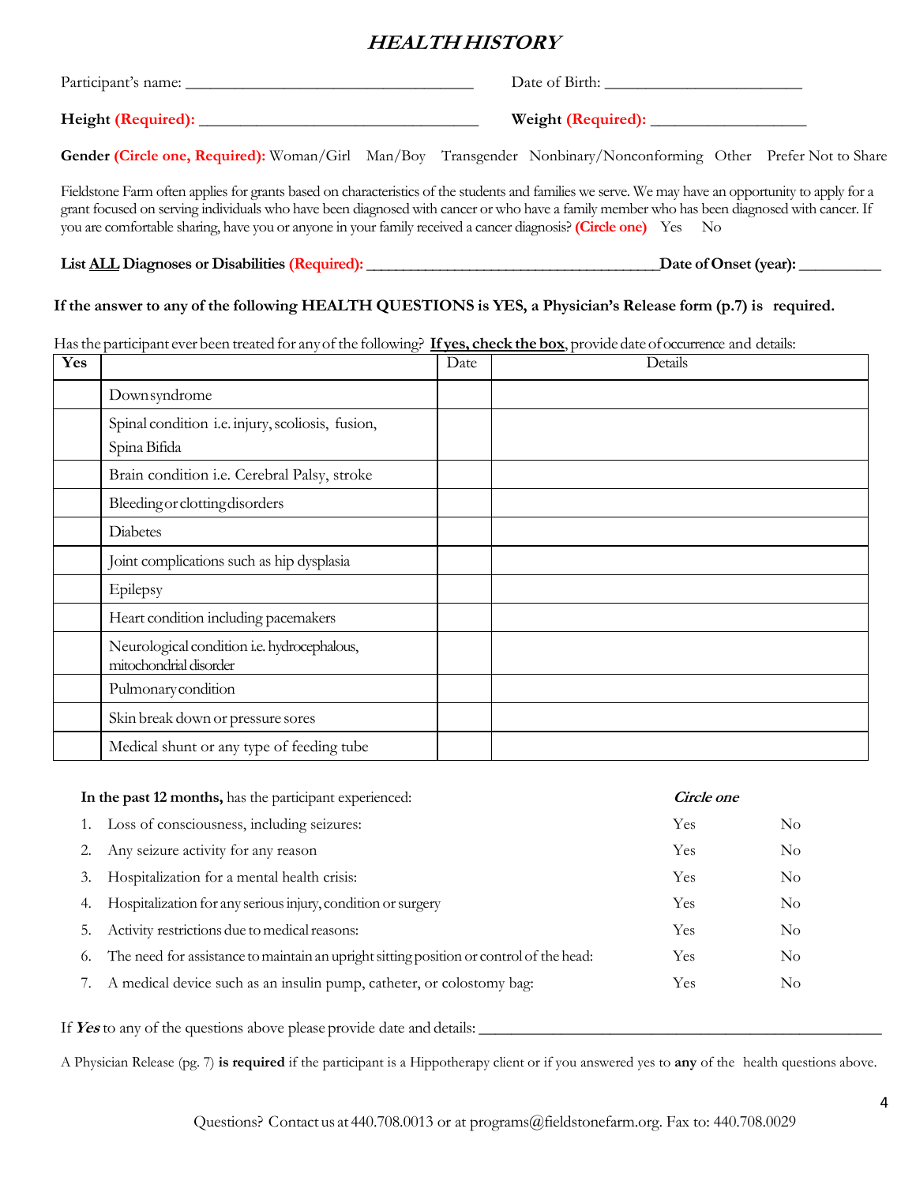# ***HEALTH HISTORY***

Participant's name: ___________________________________ Date of Birth: ________________________

**Height (Required):** ___________________________________ **Weight (Required):** ___________________

**Gender (Circle one, Required):** Woman/Girl Man/Boy Transgender Nonbinary/Nonconforming Other Prefer Not to Share

Fieldstone Farm often applies for grants based on characteristics of the students and families we serve. We may have an opportunity to apply for a grant focused on serving individuals who have been diagnosed with cancer or who have a family member who has been diagnosed with cancer. If you are comfortable sharing, have you or anyone in your family received a cancer diagnosis? **(Circle one)** Yes No

**List ALL Diagnoses or Disabilities (Required):** ____________________________________**Date of Onset (year):** __________

**If the answer to any of the following HEALTH QUESTIONS is YES, a Physician's Release form (p.7) is required.**

Has the participant ever been treated for any of the following? **If yes, check the box**, provide date of occurrence and details:

| Yes | | Date | Details |
|---|---|---|---|
| | Down syndrome | | |
| | Spinal condition i.e. injury, scoliosis, fusion, Spina Bifida | | |
| | Brain condition i.e. Cerebral Palsy, stroke | | |
| | Bleeding or clotting disorders | | |
| | Diabetes | | |
| | Joint complications such as hip dysplasia | | |
| | Epilepsy | | |
| | Heart condition including pacemakers | | |
| | Neurological condition i.e. hydrocephalous, mitochondrial disorder | | |
| | Pulmonary condition | | |
| | Skin break down or pressure sores | | |
| | Medical shunt or any type of feeding tube | | |

| **In the past 12 months,** has the participant experienced: | ***Circle one*** | |
|---|---|---|
| 1. Loss of consciousness, including seizures: | Yes | No |
| 2. Any seizure activity for any reason | Yes | No |
| 3. Hospitalization for a mental health crisis: | Yes | No |
| 4. Hospitalization for any serious injury, condition or surgery | Yes | No |
| 5. Activity restrictions due to medical reasons: | Yes | No |
| 6. The need for assistance to maintain an upright sitting position or control of the head: | Yes | No |
| 7. A medical device such as an insulin pump, catheter, or colostomy bag: | Yes | No |

If ***Yes*** to any of the questions above please provide date and details: _____________________________________________________

A Physician Release (pg. 7) **is required** if the participant is a Hippotherapy client or if you answered yes to **any** of the health questions above.

Questions? Contact us at 440.708.0013 or at programs@fieldstonefarm.org. Fax to: 440.708.0029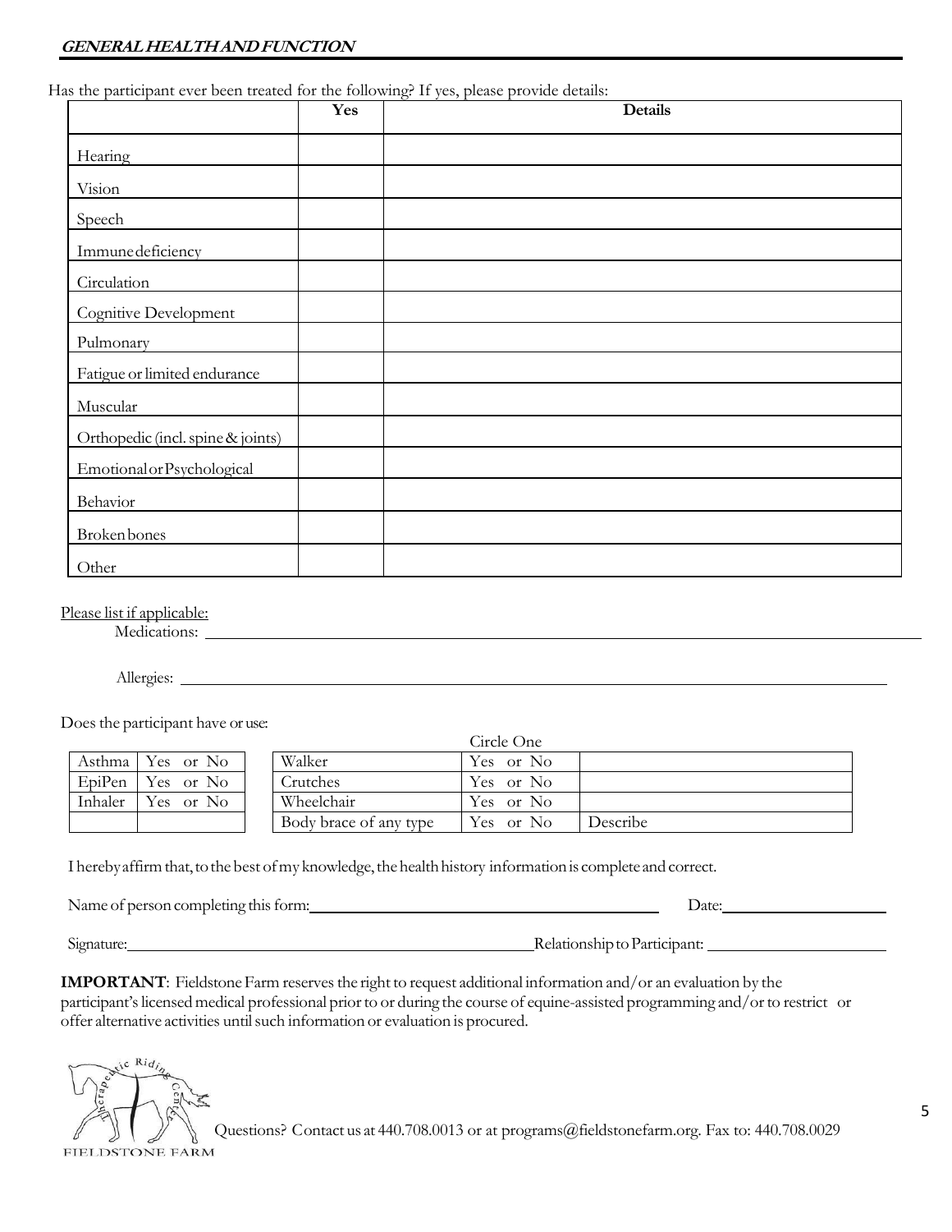## *GENERAL HEALTH AND FUNCTION*

Has the participant ever been treated for the following? If yes, please provide details:

| | Yes | Details |
|---|---|---|
| Hearing | | |
| Vision | | |
| Speech | | |
| Immune deficiency | | |
| Circulation | | |
| Cognitive Development | | |
| Pulmonary | | |
| Fatigue or limited endurance | | |
| Muscular | | |
| Orthopedic (incl. spine & joints) | | |
| Emotional or Psychological | | |
| Behavior | | |
| Broken bones | | |
| Other | | |

Please list if applicable:

Medications: ______________________________________________

Allergies: ______________________________________________

Does the participant have or use:

| | |
|---|---|
| Asthma | Yes or No |
| EpiPen | Yes or No |
| Inhaler | Yes or No |
| | |

| | Circle One | |
|---|---|---|
| Walker | Yes or No | |
| Crutches | Yes or No | |
| Wheelchair | Yes or No | |
| Body brace of any type | Yes or No | Describe |

I hereby affirm that, to the best of my knowledge, the health history information is complete and correct.

Name of person completing this form: ______________________________ Date: ______________

Signature: ______________________________ Relationship to Participant: ______________

**IMPORTANT**: Fieldstone Farm reserves the right to request additional information and/or an evaluation by the participant's licensed medical professional prior to or during the course of equine-assisted programming and/or to restrict or offer alternative activities until such information or evaluation is procured.

Therapeutic Riding Center
FIELDSTONE FARM

Questions? Contact us at 440.708.0013 or at programs@fieldstonefarm.org. Fax to: 440.708.0029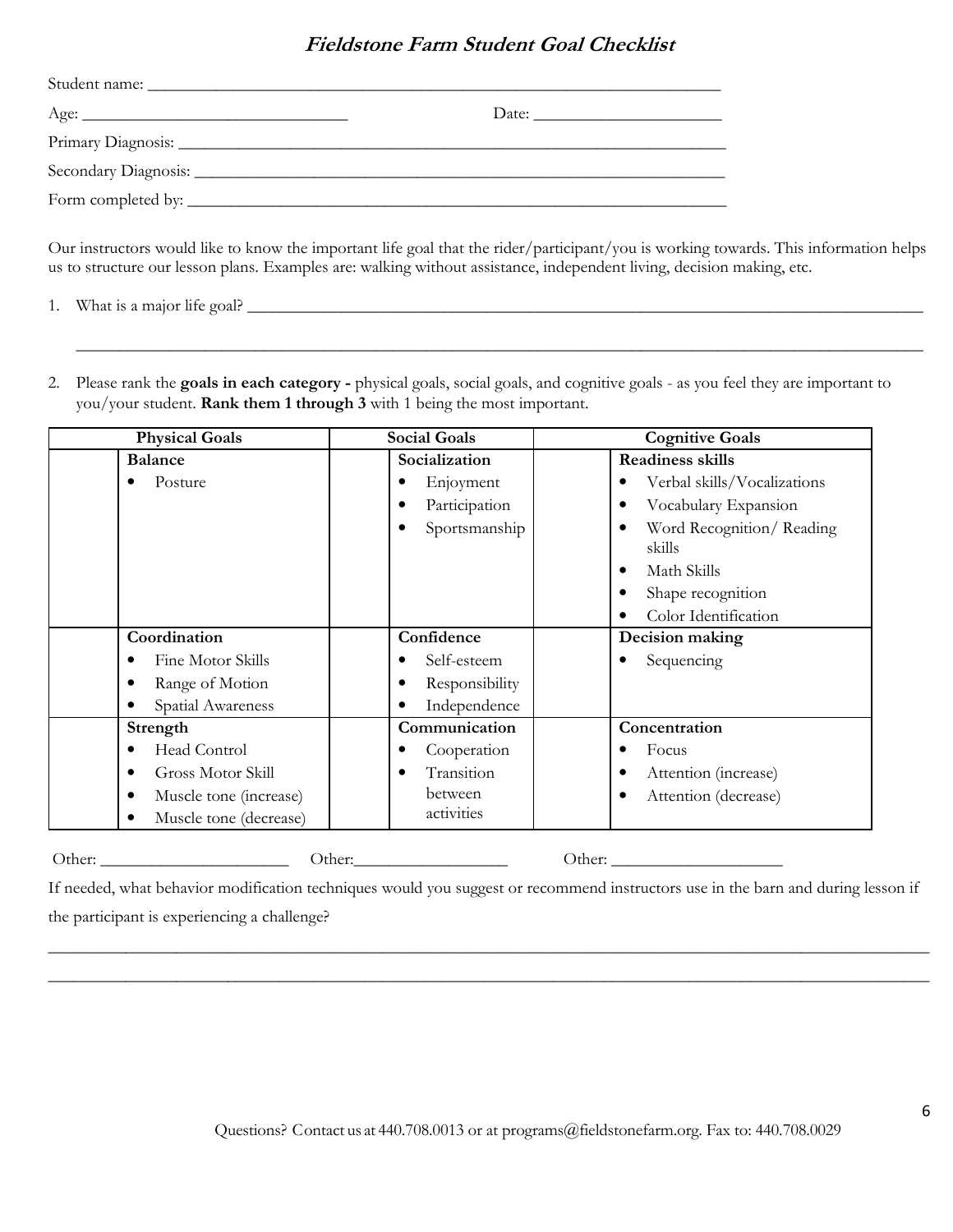# *Fieldstone Farm Student Goal Checklist*

Student name: ___________________________________________________________________

Age: ______________________________ Date: ____________________

Primary Diagnosis: ______________________________________________________________

Secondary Diagnosis: ____________________________________________________________

Form completed by: _____________________________________________________________

Our instructors would like to know the important life goal that the rider/participant/you is working towards. This information helps us to structure our lesson plans. Examples are: walking without assistance, independent living, decision making, etc.

1. What is a major life goal? ____________________________________________________________________________

   ____________________________________________________________________________________________________

2. Please rank the **goals in each category -** physical goals, social goals, and cognitive goals - as you feel they are important to you/your student. **Rank them 1 through 3** with 1 being the most important.

| Physical Goals | | Social Goals | | Cognitive Goals | |
|---|---|---|---|---|---|
| | **Balance**<br>• Posture | | **Socialization**<br>• Enjoyment<br>• Participation<br>• Sportsmanship | | **Readiness skills**<br>• Verbal skills/Vocalizations<br>• Vocabulary Expansion<br>• Word Recognition/ Reading skills<br>• Math Skills<br>• Shape recognition<br>• Color Identification |
| | **Coordination**<br>• Fine Motor Skills<br>• Range of Motion<br>• Spatial Awareness | | **Confidence**<br>• Self-esteem<br>• Responsibility<br>• Independence | | **Decision making**<br>• Sequencing |
| | **Strength**<br>• Head Control<br>• Gross Motor Skill<br>• Muscle tone (increase)<br>• Muscle tone (decrease) | | **Communication**<br>• Cooperation<br>• Transition between activities | | **Concentration**<br>• Focus<br>• Attention (increase)<br>• Attention (decrease) |

Other: ______________________ Other:__________________ Other: ____________________

If needed, what behavior modification techniques would you suggest or recommend instructors use in the barn and during lesson if the participant is experiencing a challenge?

_________________________________________________________________________________________________________

_________________________________________________________________________________________________________

Questions? Contact us at 440.708.0013 or at programs@fieldstonefarm.org. Fax to: 440.708.0029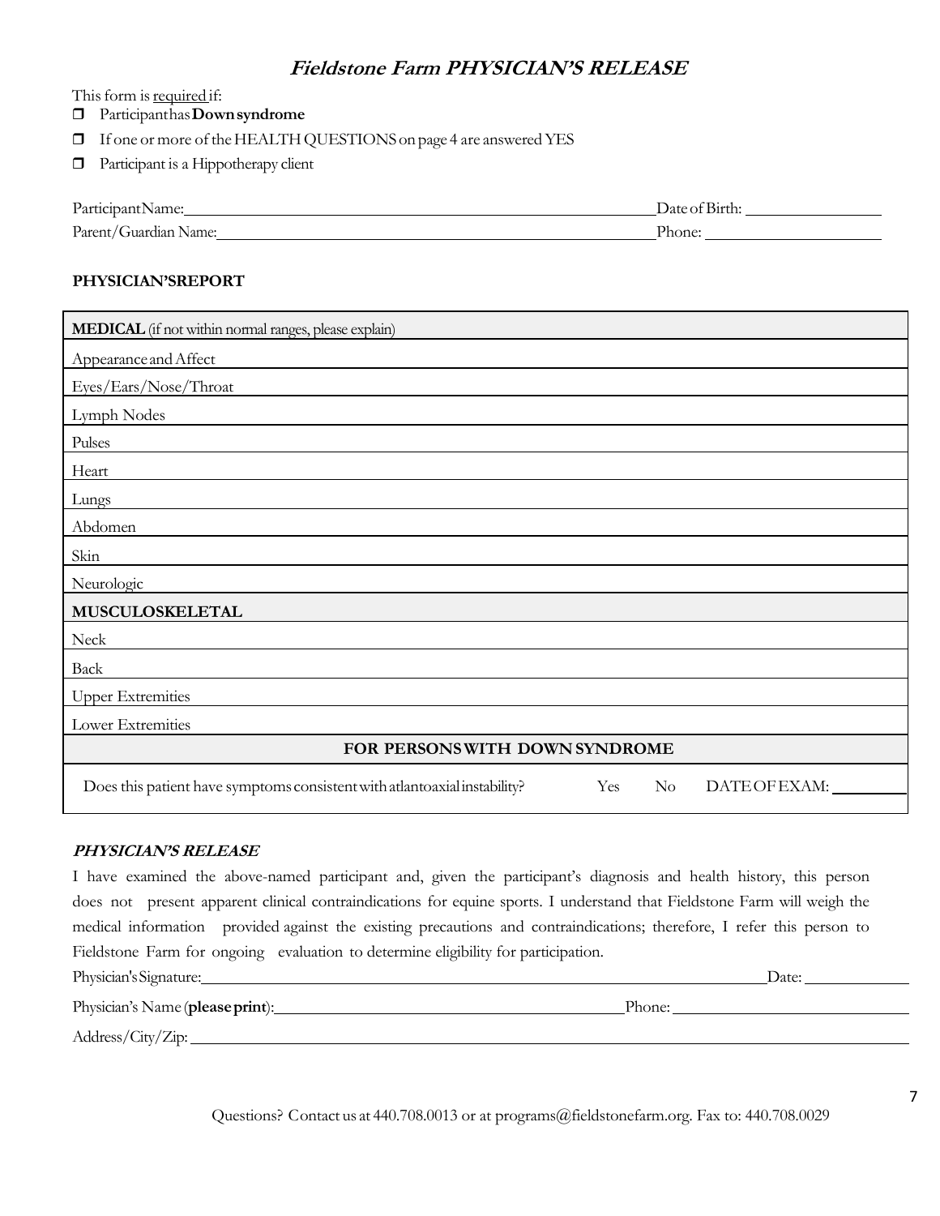# ***Fieldstone Farm PHYSICIAN'S RELEASE***

This form is required if:

- ☐ Participant has **Down syndrome**
- ☐ If one or more of the HEALTH QUESTIONS on page 4 are answered YES
- ☐ Participant is a Hippotherapy client

Participant Name: ____________________ Date of Birth: ____________

Parent/Guardian Name: ____________________ Phone: ____________

**PHYSICIAN'S REPORT**

| **MEDICAL** (if not within normal ranges, please explain) |
|---|
| Appearance and Affect |
| Eyes/Ears/Nose/Throat |
| Lymph Nodes |
| Pulses |
| Heart |
| Lungs |
| Abdomen |
| Skin |
| Neurologic |
| **MUSCULOSKELETAL** |
| Neck |
| Back |
| Upper Extremities |
| Lower Extremities |
| **FOR PERSONS WITH DOWN SYNDROME** |
| Does this patient have symptoms consistent with atlantoaxial instability? Yes No DATE OF EXAM: ______ |

***PHYSICIAN'S RELEASE***

I have examined the above-named participant and, given the participant's diagnosis and health history, this person does not present apparent clinical contraindications for equine sports. I understand that Fieldstone Farm will weigh the medical information provided against the existing precautions and contraindications; therefore, I refer this person to Fieldstone Farm for ongoing evaluation to determine eligibility for participation.

Physician's Signature: ____________________ Date: ____________

Physician's Name (**please print**): ____________________ Phone: ____________

Address/City/Zip: ____________________

Questions? Contact us at 440.708.0013 or at programs@fieldstonefarm.org. Fax to: 440.708.0029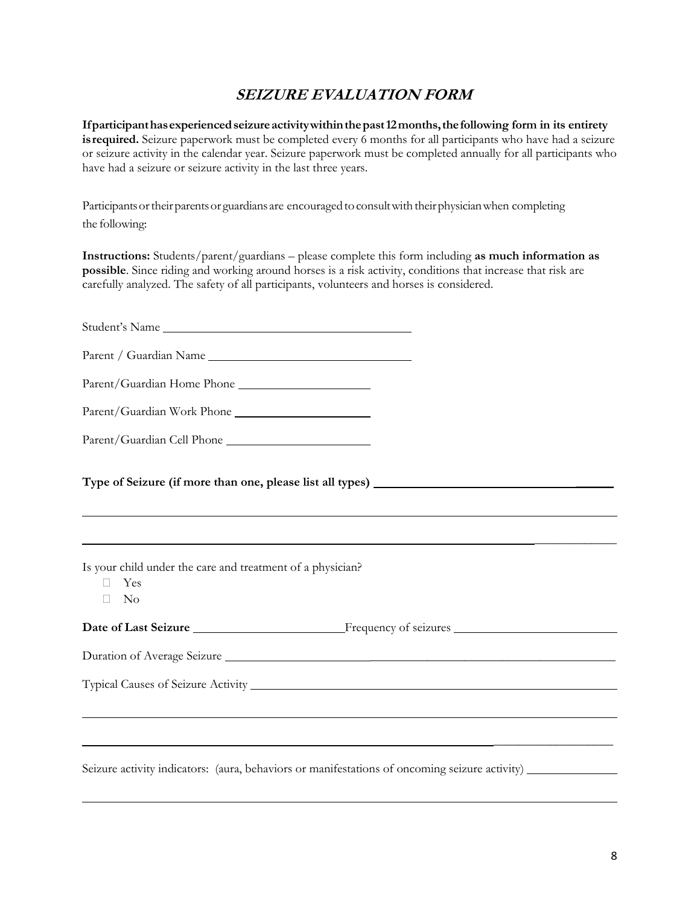# *SEIZURE EVALUATION FORM*

**If participant has experienced seizure activity within the past 12 months, the following form in its entirety is required.** Seizure paperwork must be completed every 6 months for all participants who have had a seizure or seizure activity in the calendar year. Seizure paperwork must be completed annually for all participants who have had a seizure or seizure activity in the last three years.

Participants or their parents or guardians are encouraged to consult with their physician when completing the following:

**Instructions:** Students/parent/guardians – please complete this form including **as much information as possible**. Since riding and working around horses is a risk activity, conditions that increase that risk are carefully analyzed. The safety of all participants, volunteers and horses is considered.

Student's Name ________________________________________

Parent / Guardian Name ________________________________

Parent/Guardian Home Phone ____________________

Parent/Guardian Work Phone ____________________

Parent/Guardian Cell Phone ____________________

**Type of Seizure (if more than one, please list all types)** ________________________________________

________________________________________________________________________________

________________________________________________________________________________

Is your child under the care and treatment of a physician?

- ☐ Yes
- ☐ No

**Date of Last Seizure** ______________________ Frequency of seizures ______________________

Duration of Average Seizure ________________________________________________________________

Typical Causes of Seizure Activity ____________________________________________________________

________________________________________________________________________________

________________________________________________________________________________

Seizure activity indicators: (aura, behaviors or manifestations of oncoming seizure activity) ______________

________________________________________________________________________________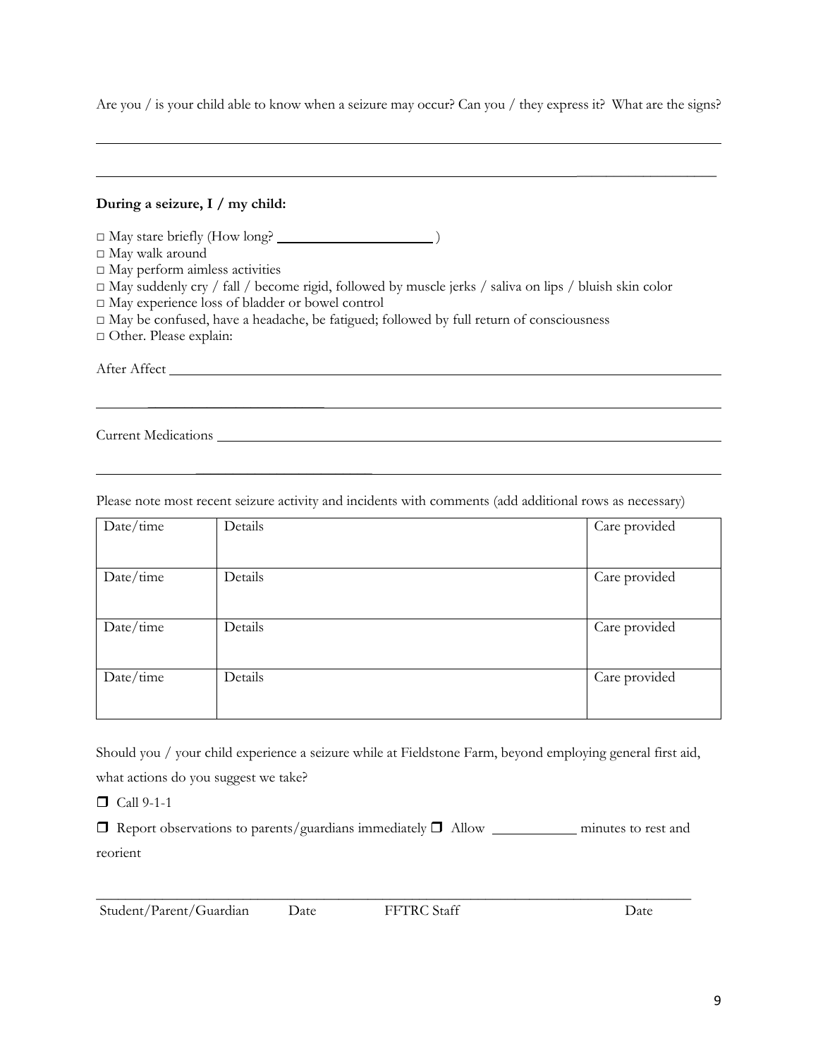Are you / is your child able to know when a seizure may occur? Can you / they express it? What are the signs?

_______________________________________________________________________________

_______________________________________________________________________________

**During a seizure, I / my child:**

□ May stare briefly (How long? ____________________ )
□ May walk around
□ May perform aimless activities
□ May suddenly cry / fall / become rigid, followed by muscle jerks / saliva on lips / bluish skin color
□ May experience loss of bladder or bowel control
□ May be confused, have a headache, be fatigued; followed by full return of consciousness
□ Other. Please explain:

After Affect _______________________________________________________________________

_______________________________________________________________________________

Current Medications _________________________________________________________________

_______________________________________________________________________________

Please note most recent seizure activity and incidents with comments (add additional rows as necessary)

| | | |
|---|---|---|
| Date/time | Details | Care provided |
| Date/time | Details | Care provided |
| Date/time | Details | Care provided |
| Date/time | Details | Care provided |

Should you / your child experience a seizure while at Fieldstone Farm, beyond employing general first aid, what actions do you suggest we take?

❒ Call 9-1-1

❒ Report observations to parents/guardians immediately ❒ Allow __________ minutes to rest and reorient

_______________________________________________________________________________

Student/Parent/Guardian Date FFTRC Staff Date